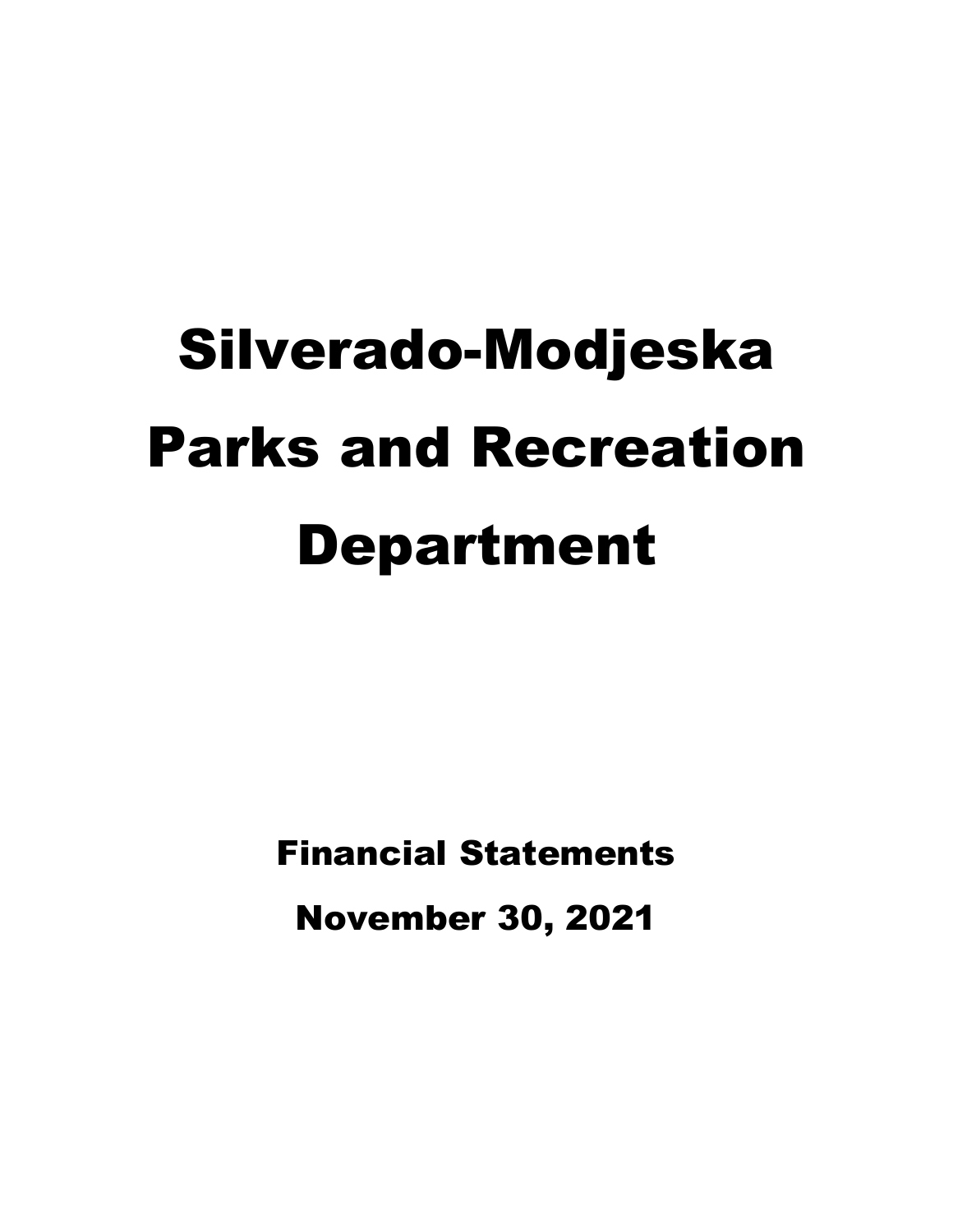# Silverado-Modjeska Parks and Recreation Department

## Financial Statements

## November 30, 2021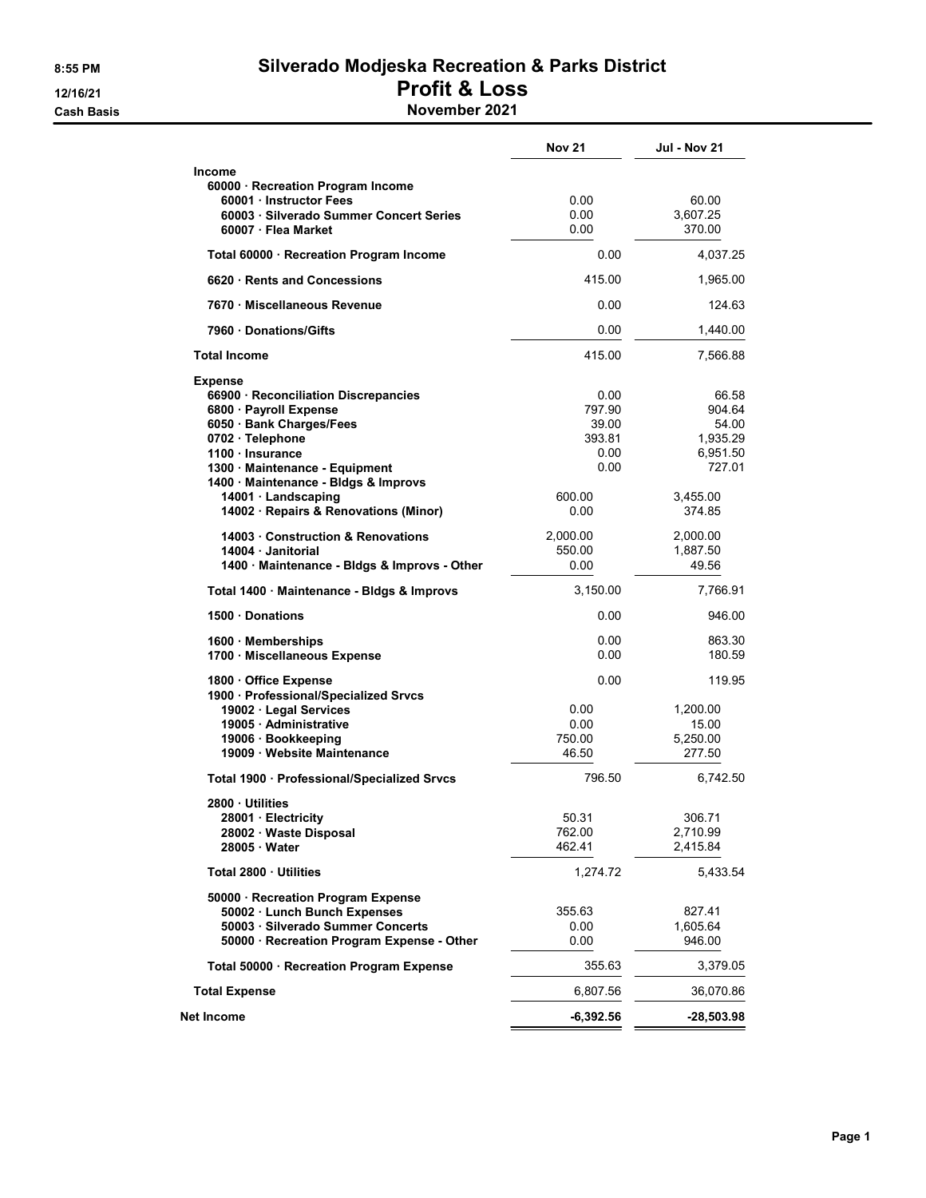# Silverado Modjeska Recreation & Parks District

## Profit & Loss

### November 2021

8:55 PM
12/16/21
Cash Basis

| | Nov 21 | Jul - Nov 21 |
|---|---|---|
| **Income** | | |
| **60000 · Recreation Program Income** | | |
| **60001 · Instructor Fees** | 0.00 | 60.00 |
| **60003 · Silverado Summer Concert Series** | 0.00 | 3,607.25 |
| **60007 · Flea Market** | 0.00 | 370.00 |
| **Total 60000 · Recreation Program Income** | 0.00 | 4,037.25 |
| **6620 · Rents and Concessions** | 415.00 | 1,965.00 |
| **7670 · Miscellaneous Revenue** | 0.00 | 124.63 |
| **7960 · Donations/Gifts** | 0.00 | 1,440.00 |
| **Total Income** | 415.00 | 7,566.88 |
| **Expense** | | |
| **66900 · Reconciliation Discrepancies** | 0.00 | 66.58 |
| **6800 · Payroll Expense** | 797.90 | 904.64 |
| **6050 · Bank Charges/Fees** | 39.00 | 54.00 |
| **0702 · Telephone** | 393.81 | 1,935.29 |
| **1100 · Insurance** | 0.00 | 6,951.50 |
| **1300 · Maintenance - Equipment** | 0.00 | 727.01 |
| **1400 · Maintenance - Bldgs & Improvs** | | |
| **14001 · Landscaping** | 600.00 | 3,455.00 |
| **14002 · Repairs & Renovations (Minor)** | 0.00 | 374.85 |
| **14003 · Construction & Renovations** | 2,000.00 | 2,000.00 |
| **14004 · Janitorial** | 550.00 | 1,887.50 |
| **1400 · Maintenance - Bldgs & Improvs - Other** | 0.00 | 49.56 |
| **Total 1400 · Maintenance - Bldgs & Improvs** | 3,150.00 | 7,766.91 |
| **1500 · Donations** | 0.00 | 946.00 |
| **1600 · Memberships** | 0.00 | 863.30 |
| **1700 · Miscellaneous Expense** | 0.00 | 180.59 |
| **1800 · Office Expense** | 0.00 | 119.95 |
| **1900 · Professional/Specialized Srvcs** | | |
| **19002 · Legal Services** | 0.00 | 1,200.00 |
| **19005 · Administrative** | 0.00 | 15.00 |
| **19006 · Bookkeeping** | 750.00 | 5,250.00 |
| **19009 · Website Maintenance** | 46.50 | 277.50 |
| **Total 1900 · Professional/Specialized Srvcs** | 796.50 | 6,742.50 |
| **2800 · Utilities** | | |
| **28001 · Electricity** | 50.31 | 306.71 |
| **28002 · Waste Disposal** | 762.00 | 2,710.99 |
| **28005 · Water** | 462.41 | 2,415.84 |
| **Total 2800 · Utilities** | 1,274.72 | 5,433.54 |
| **50000 · Recreation Program Expense** | | |
| **50002 · Lunch Bunch Expenses** | 355.63 | 827.41 |
| **50003 · Silverado Summer Concerts** | 0.00 | 1,605.64 |
| **50000 · Recreation Program Expense - Other** | 0.00 | 946.00 |
| **Total 50000 · Recreation Program Expense** | 355.63 | 3,379.05 |
| **Total Expense** | 6,807.56 | 36,070.86 |
| **Net Income** | **-6,392.56** | **-28,503.98** |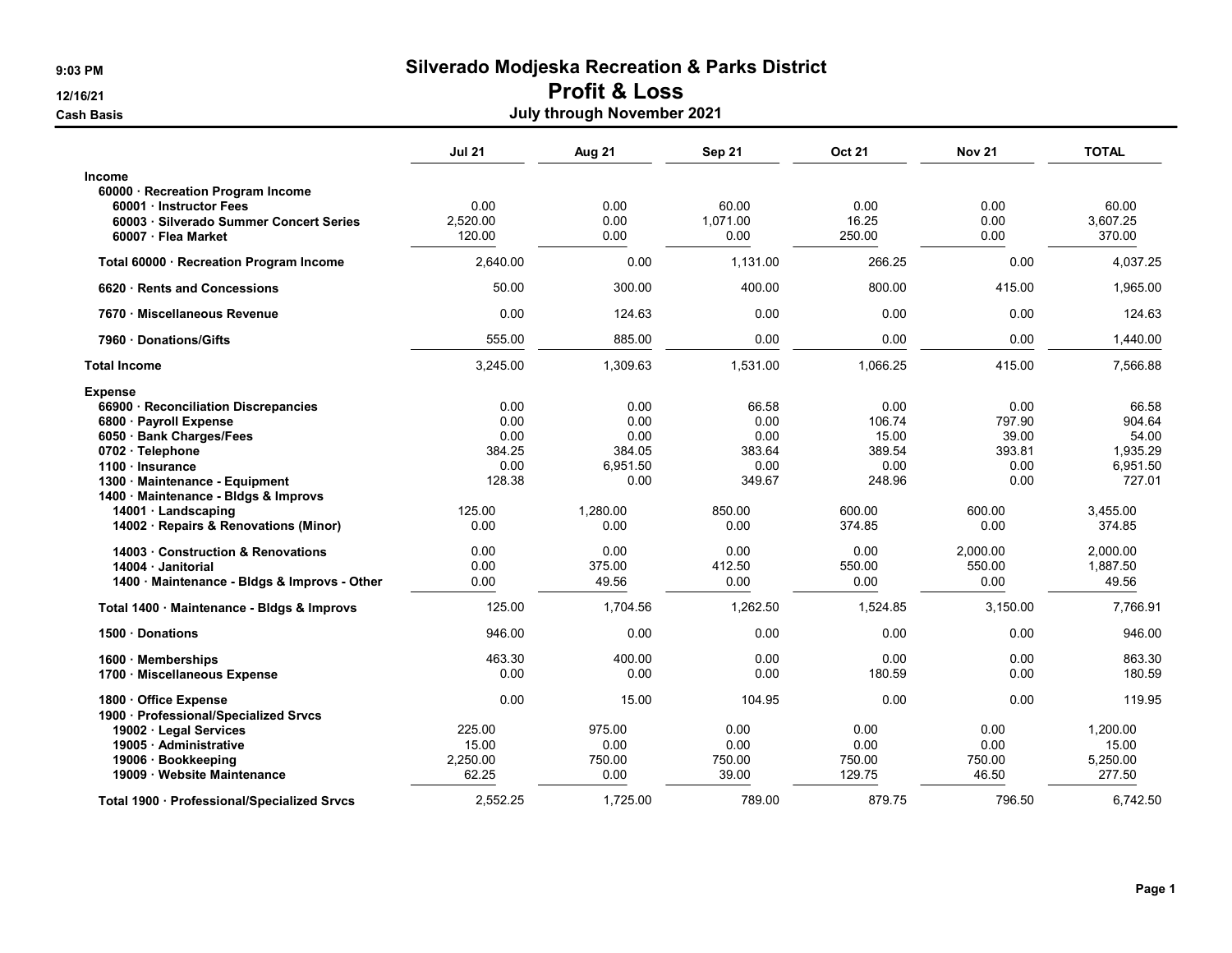# Silverado Modjeska Recreation & Parks District

## Profit & Loss

### July through November 2021

9:03 PM
12/16/21
Cash Basis

| | Jul 21 | Aug 21 | Sep 21 | Oct 21 | Nov 21 | TOTAL |
|---|---|---|---|---|---|---|
| **Income** | | | | | | |
| **60000 · Recreation Program Income** | | | | | | |
| **60001 · Instructor Fees** | 0.00 | 0.00 | 60.00 | 0.00 | 0.00 | 60.00 |
| **60003 · Silverado Summer Concert Series** | 2,520.00 | 0.00 | 1,071.00 | 16.25 | 0.00 | 3,607.25 |
| **60007 · Flea Market** | 120.00 | 0.00 | 0.00 | 250.00 | 0.00 | 370.00 |
| **Total 60000 · Recreation Program Income** | 2,640.00 | 0.00 | 1,131.00 | 266.25 | 0.00 | 4,037.25 |
| **6620 · Rents and Concessions** | 50.00 | 300.00 | 400.00 | 800.00 | 415.00 | 1,965.00 |
| **7670 · Miscellaneous Revenue** | 0.00 | 124.63 | 0.00 | 0.00 | 0.00 | 124.63 |
| **7960 · Donations/Gifts** | 555.00 | 885.00 | 0.00 | 0.00 | 0.00 | 1,440.00 |
| **Total Income** | 3,245.00 | 1,309.63 | 1,531.00 | 1,066.25 | 415.00 | 7,566.88 |
| **Expense** | | | | | | |
| **66900 · Reconciliation Discrepancies** | 0.00 | 0.00 | 66.58 | 0.00 | 0.00 | 66.58 |
| **6800 · Payroll Expense** | 0.00 | 0.00 | 0.00 | 106.74 | 797.90 | 904.64 |
| **6050 · Bank Charges/Fees** | 0.00 | 0.00 | 0.00 | 15.00 | 39.00 | 54.00 |
| **0702 · Telephone** | 384.25 | 384.05 | 383.64 | 389.54 | 393.81 | 1,935.29 |
| **1100 · Insurance** | 0.00 | 6,951.50 | 0.00 | 0.00 | 0.00 | 6,951.50 |
| **1300 · Maintenance - Equipment** | 128.38 | 0.00 | 349.67 | 248.96 | 0.00 | 727.01 |
| **1400 · Maintenance - Bldgs & Improvs** | | | | | | |
| **14001 · Landscaping** | 125.00 | 1,280.00 | 850.00 | 600.00 | 600.00 | 3,455.00 |
| **14002 · Repairs & Renovations (Minor)** | 0.00 | 0.00 | 0.00 | 374.85 | 0.00 | 374.85 |
| **14003 · Construction & Renovations** | 0.00 | 0.00 | 0.00 | 0.00 | 2,000.00 | 2,000.00 |
| **14004 · Janitorial** | 0.00 | 375.00 | 412.50 | 550.00 | 550.00 | 1,887.50 |
| **1400 · Maintenance - Bldgs & Improvs - Other** | 0.00 | 49.56 | 0.00 | 0.00 | 0.00 | 49.56 |
| **Total 1400 · Maintenance - Bldgs & Improvs** | 125.00 | 1,704.56 | 1,262.50 | 1,524.85 | 3,150.00 | 7,766.91 |
| **1500 · Donations** | 946.00 | 0.00 | 0.00 | 0.00 | 0.00 | 946.00 |
| **1600 · Memberships** | 463.30 | 400.00 | 0.00 | 0.00 | 0.00 | 863.30 |
| **1700 · Miscellaneous Expense** | 0.00 | 0.00 | 0.00 | 180.59 | 0.00 | 180.59 |
| **1800 · Office Expense** | 0.00 | 15.00 | 104.95 | 0.00 | 0.00 | 119.95 |
| **1900 · Professional/Specialized Srvcs** | | | | | | |
| **19002 · Legal Services** | 225.00 | 975.00 | 0.00 | 0.00 | 0.00 | 1,200.00 |
| **19005 · Administrative** | 15.00 | 0.00 | 0.00 | 0.00 | 0.00 | 15.00 |
| **19006 · Bookkeeping** | 2,250.00 | 750.00 | 750.00 | 750.00 | 750.00 | 5,250.00 |
| **19009 · Website Maintenance** | 62.25 | 0.00 | 39.00 | 129.75 | 46.50 | 277.50 |
| **Total 1900 · Professional/Specialized Srvcs** | 2,552.25 | 1,725.00 | 789.00 | 879.75 | 796.50 | 6,742.50 |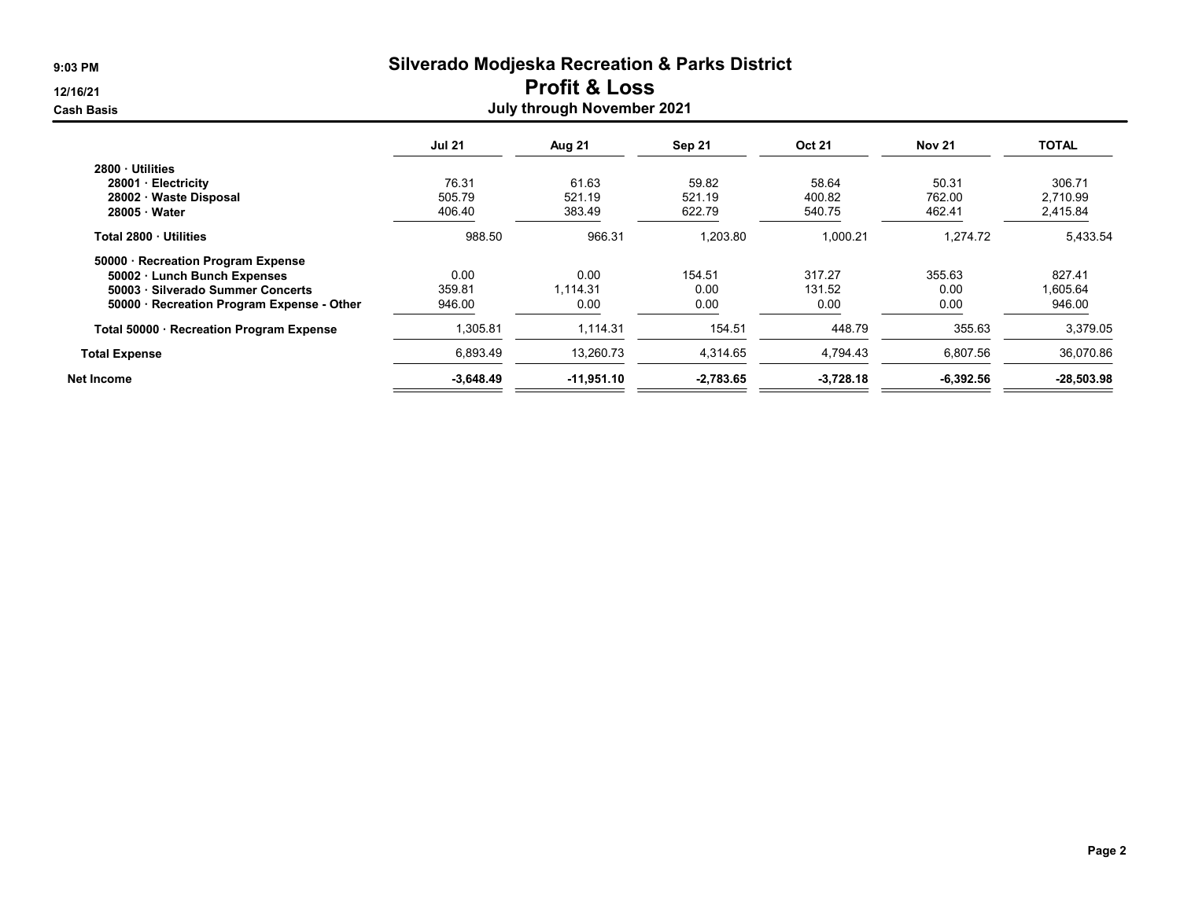# Silverado Modjeska Recreation & Parks District

## Profit & Loss

### July through November 2021

9:03 PM
12/16/21
Cash Basis

| | Jul 21 | Aug 21 | Sep 21 | Oct 21 | Nov 21 | TOTAL |
|---|---|---|---|---|---|---|
| **2800 · Utilities** | | | | | | |
| **28001 · Electricity** | 76.31 | 61.63 | 59.82 | 58.64 | 50.31 | 306.71 |
| **28002 · Waste Disposal** | 505.79 | 521.19 | 521.19 | 400.82 | 762.00 | 2,710.99 |
| **28005 · Water** | 406.40 | 383.49 | 622.79 | 540.75 | 462.41 | 2,415.84 |
| **Total 2800 · Utilities** | 988.50 | 966.31 | 1,203.80 | 1,000.21 | 1,274.72 | 5,433.54 |
| **50000 · Recreation Program Expense** | | | | | | |
| **50002 · Lunch Bunch Expenses** | 0.00 | 0.00 | 154.51 | 317.27 | 355.63 | 827.41 |
| **50003 · Silverado Summer Concerts** | 359.81 | 1,114.31 | 0.00 | 131.52 | 0.00 | 1,605.64 |
| **50000 · Recreation Program Expense - Other** | 946.00 | 0.00 | 0.00 | 0.00 | 0.00 | 946.00 |
| **Total 50000 · Recreation Program Expense** | 1,305.81 | 1,114.31 | 154.51 | 448.79 | 355.63 | 3,379.05 |
| **Total Expense** | 6,893.49 | 13,260.73 | 4,314.65 | 4,794.43 | 6,807.56 | 36,070.86 |
| **Net Income** | **-3,648.49** | **-11,951.10** | **-2,783.65** | **-3,728.18** | **-6,392.56** | **-28,503.98** |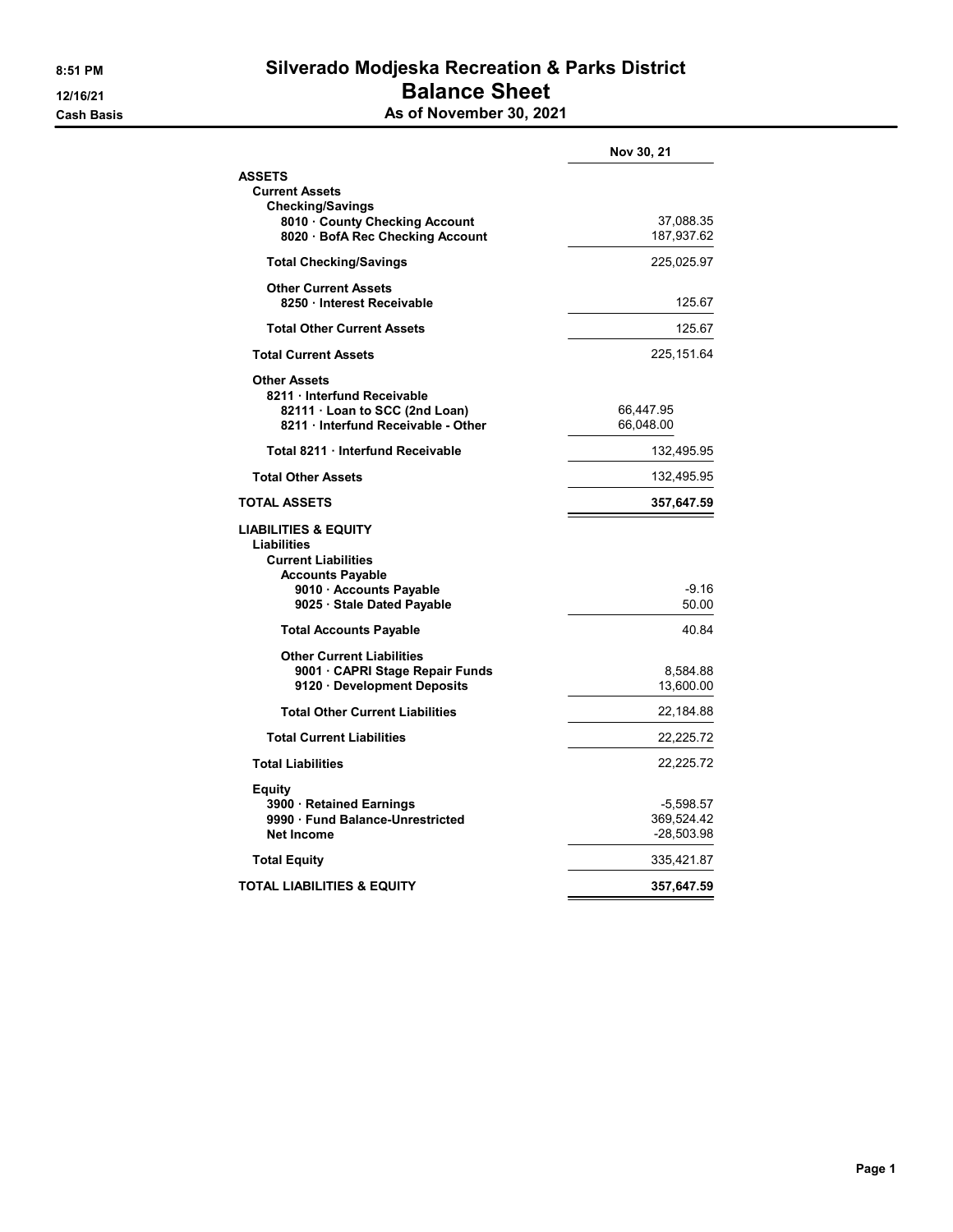# Silverado Modjeska Recreation & Parks District

## Balance Sheet

### As of November 30, 2021

8:51 PM
12/16/21
Cash Basis

| | | Nov 30, 21 |
|---|---|---|
| **ASSETS** | | |
| **Current Assets** | | |
| **Checking/Savings** | | |
| **8010 · County Checking Account** | | 37,088.35 |
| **8020 · BofA Rec Checking Account** | | 187,937.62 |
| **Total Checking/Savings** | | 225,025.97 |
| **Other Current Assets** | | |
| **8250 · Interest Receivable** | | 125.67 |
| **Total Other Current Assets** | | 125.67 |
| **Total Current Assets** | | 225,151.64 |
| **Other Assets** | | |
| **8211 · Interfund Receivable** | | |
| **82111 · Loan to SCC (2nd Loan)** | 66,447.95 | |
| **8211 · Interfund Receivable - Other** | 66,048.00 | |
| **Total 8211 · Interfund Receivable** | | 132,495.95 |
| **Total Other Assets** | | 132,495.95 |
| **TOTAL ASSETS** | | **357,647.59** |
| **LIABILITIES & EQUITY** | | |
| **Liabilities** | | |
| **Current Liabilities** | | |
| **Accounts Payable** | | |
| **9010 · Accounts Payable** | | -9.16 |
| **9025 · Stale Dated Payable** | | 50.00 |
| **Total Accounts Payable** | | 40.84 |
| **Other Current Liabilities** | | |
| **9001 · CAPRI Stage Repair Funds** | | 8,584.88 |
| **9120 · Development Deposits** | | 13,600.00 |
| **Total Other Current Liabilities** | | 22,184.88 |
| **Total Current Liabilities** | | 22,225.72 |
| **Total Liabilities** | | 22,225.72 |
| **Equity** | | |
| **3900 · Retained Earnings** | | -5,598.57 |
| **9990 · Fund Balance-Unrestricted** | | 369,524.42 |
| **Net Income** | | -28,503.98 |
| **Total Equity** | | 335,421.87 |
| **TOTAL LIABILITIES & EQUITY** | | **357,647.59** |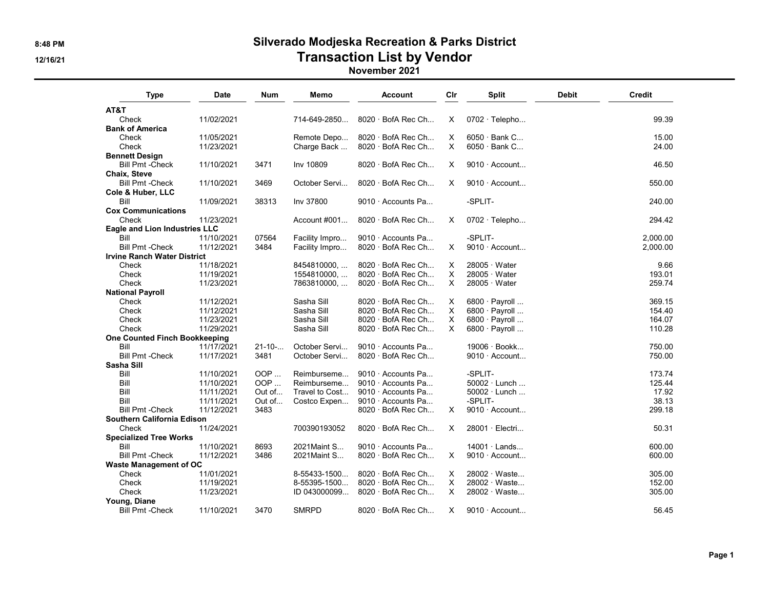# Silverado Modjeska Recreation & Parks District
## Transaction List by Vendor
### November 2021

| Type | Date | Num | Memo | Account | Clr | Split | Debit | Credit |
|---|---|---|---|---|---|---|---|---|
| **AT&T** | | | | | | | | |
| Check | 11/02/2021 | | 714-649-2850... | 8020 · BofA Rec Ch... | X | 0702 · Telepho... | | 99.39 |
| **Bank of America** | | | | | | | | |
| Check | 11/05/2021 | | Remote Depo... | 8020 · BofA Rec Ch... | X | 6050 · Bank C... | | 15.00 |
| Check | 11/23/2021 | | Charge Back ... | 8020 · BofA Rec Ch... | X | 6050 · Bank C... | | 24.00 |
| **Bennett Design** | | | | | | | | |
| Bill Pmt -Check | 11/10/2021 | 3471 | Inv 10809 | 8020 · BofA Rec Ch... | X | 9010 · Account... | | 46.50 |
| **Chaix, Steve** | | | | | | | | |
| Bill Pmt -Check | 11/10/2021 | 3469 | October Servi... | 8020 · BofA Rec Ch... | X | 9010 · Account... | | 550.00 |
| **Cole & Huber, LLC** | | | | | | | | |
| Bill | 11/09/2021 | 38313 | Inv 37800 | 9010 · Accounts Pa... | | -SPLIT- | | 240.00 |
| **Cox Communications** | | | | | | | | |
| Check | 11/23/2021 | | Account #001... | 8020 · BofA Rec Ch... | X | 0702 · Telepho... | | 294.42 |
| **Eagle and Lion Industries LLC** | | | | | | | | |
| Bill | 11/10/2021 | 07564 | Facility Impro... | 9010 · Accounts Pa... | | -SPLIT- | | 2,000.00 |
| Bill Pmt -Check | 11/12/2021 | 3484 | Facility Impro... | 8020 · BofA Rec Ch... | X | 9010 · Account... | | 2,000.00 |
| **Irvine Ranch Water District** | | | | | | | | |
| Check | 11/18/2021 | | 8454810000, ... | 8020 · BofA Rec Ch... | X | 28005 · Water | | 9.66 |
| Check | 11/19/2021 | | 1554810000, ... | 8020 · BofA Rec Ch... | X | 28005 · Water | | 193.01 |
| Check | 11/23/2021 | | 7863810000, ... | 8020 · BofA Rec Ch... | X | 28005 · Water | | 259.74 |
| **National Payroll** | | | | | | | | |
| Check | 11/12/2021 | | Sasha Sill | 8020 · BofA Rec Ch... | X | 6800 · Payroll ... | | 369.15 |
| Check | 11/12/2021 | | Sasha Sill | 8020 · BofA Rec Ch... | X | 6800 · Payroll ... | | 154.40 |
| Check | 11/23/2021 | | Sasha Sill | 8020 · BofA Rec Ch... | X | 6800 · Payroll ... | | 164.07 |
| Check | 11/29/2021 | | Sasha Sill | 8020 · BofA Rec Ch... | X | 6800 · Payroll ... | | 110.28 |
| **One Counted Finch Bookkeeping** | | | | | | | | |
| Bill | 11/17/2021 | 21-10-... | October Servi... | 9010 · Accounts Pa... | | 19006 · Bookk... | | 750.00 |
| Bill Pmt -Check | 11/17/2021 | 3481 | October Servi... | 8020 · BofA Rec Ch... | | 9010 · Account... | | 750.00 |
| **Sasha Sill** | | | | | | | | |
| Bill | 11/10/2021 | OOP ... | Reimburseme... | 9010 · Accounts Pa... | | -SPLIT- | | 173.74 |
| Bill | 11/10/2021 | OOP ... | Reimburseme... | 9010 · Accounts Pa... | | 50002 · Lunch ... | | 125.44 |
| Bill | 11/11/2021 | Out of... | Travel to Cost... | 9010 · Accounts Pa... | | 50002 · Lunch ... | | 17.92 |
| Bill | 11/11/2021 | Out of... | Costco Expen... | 9010 · Accounts Pa... | | -SPLIT- | | 38.13 |
| Bill Pmt -Check | 11/12/2021 | 3483 | | 8020 · BofA Rec Ch... | X | 9010 · Account... | | 299.18 |
| **Southern California Edison** | | | | | | | | |
| Check | 11/24/2021 | | 700390193052 | 8020 · BofA Rec Ch... | X | 28001 · Electri... | | 50.31 |
| **Specialized Tree Works** | | | | | | | | |
| Bill | 11/10/2021 | 8693 | 2021Maint S... | 9010 · Accounts Pa... | | 14001 · Lands... | | 600.00 |
| Bill Pmt -Check | 11/12/2021 | 3486 | 2021Maint S... | 8020 · BofA Rec Ch... | X | 9010 · Account... | | 600.00 |
| **Waste Management of OC** | | | | | | | | |
| Check | 11/01/2021 | | 8-55433-1500... | 8020 · BofA Rec Ch... | X | 28002 · Waste... | | 305.00 |
| Check | 11/19/2021 | | 8-55395-1500... | 8020 · BofA Rec Ch... | X | 28002 · Waste... | | 152.00 |
| Check | 11/23/2021 | | ID 043000099... | 8020 · BofA Rec Ch... | X | 28002 · Waste... | | 305.00 |
| **Young, Diane** | | | | | | | | |
| Bill Pmt -Check | 11/10/2021 | 3470 | SMRPD | 8020 · BofA Rec Ch... | X | 9010 · Account... | | 56.45 |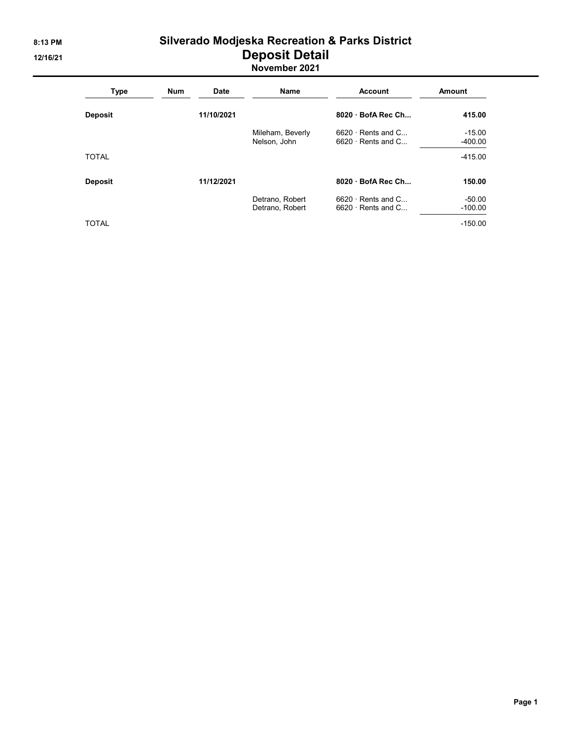# Silverado Modjeska Recreation & Parks District

## Deposit Detail

### November 2021

| Type | Num | Date | Name | Account | Amount |
|---|---|---|---|---|---|
| **Deposit** | | **11/10/2021** | | **8020 · BofA Rec Ch...** | **415.00** |
| | | | Mileham, Beverly | 6620 · Rents and C... | -15.00 |
| | | | Nelson, John | 6620 · Rents and C... | -400.00 |
| TOTAL | | | | | -415.00 |
| **Deposit** | | **11/12/2021** | | **8020 · BofA Rec Ch...** | **150.00** |
| | | | Detrano, Robert | 6620 · Rents and C... | -50.00 |
| | | | Detrano, Robert | 6620 · Rents and C... | -100.00 |
| TOTAL | | | | | -150.00 |